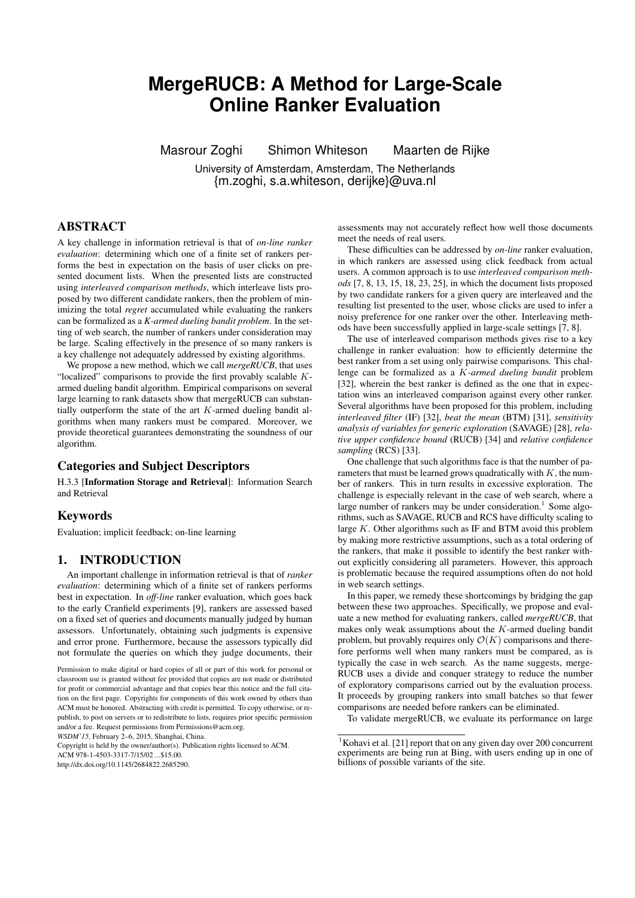# MergeRUCB: A Method for Large-Scale Online Ranker Evaluation

Masrour Zoghi  Shimon Whiteson  Maarten de Rijke

University of Amsterdam, Amsterdam, The Netherlands
{m.zoghi, s.a.whiteson, derijke}@uva.nl

## ABSTRACT

A key challenge in information retrieval is that of *on-line ranker evaluation*: determining which one of a finite set of rankers performs the best in expectation on the basis of user clicks on presented document lists. When the presented lists are constructed using *interleaved comparison methods*, which interleave lists proposed by two different candidate rankers, then the problem of minimizing the total *regret* accumulated while evaluating the rankers can be formalized as a *K-armed dueling bandit problem*. In the setting of web search, the number of rankers under consideration may be large. Scaling effectively in the presence of so many rankers is a key challenge not adequately addressed by existing algorithms.

We propose a new method, which we call *mergeRUCB*, that uses "localized" comparisons to provide the first provably scalable $K$-armed dueling bandit algorithm. Empirical comparisons on several large learning to rank datasets show that mergeRUCB can substantially outperform the state of the art $K$-armed dueling bandit algorithms when many rankers must be compared. Moreover, we provide theoretical guarantees demonstrating the soundness of our algorithm.

### Categories and Subject Descriptors

H.3.3 [**Information Storage and Retrieval**]: Information Search and Retrieval

### Keywords

Evaluation; implicit feedback; on-line learning

## 1. INTRODUCTION

An important challenge in information retrieval is that of *ranker evaluation*: determining which of a finite set of rankers performs best in expectation. In *off-line* ranker evaluation, which goes back to the early Cranfield experiments [9], rankers are assessed based on a fixed set of queries and documents manually judged by human assessors. Unfortunately, obtaining such judgments is expensive and error prone. Furthermore, because the assessors typically did not formulate the queries on which they judge documents, their assessments may not accurately reflect how well those documents meet the needs of real users.

These difficulties can be addressed by *on-line* ranker evaluation, in which rankers are assessed using click feedback from actual users. A common approach is to use *interleaved comparison methods* [7, 8, 13, 15, 18, 23, 25], in which the document lists proposed by two candidate rankers for a given query are interleaved and the resulting list presented to the user, whose clicks are used to infer a noisy preference for one ranker over the other. Interleaving methods have been successfully applied in large-scale settings [7, 8].

The use of interleaved comparison methods gives rise to a key challenge in ranker evaluation: how to efficiently determine the best ranker from a set using only pairwise comparisons. This challenge can be formalized as a $K$*-armed dueling bandit* problem [32], wherein the best ranker is defined as the one that in expectation wins an interleaved comparison against every other ranker. Several algorithms have been proposed for this problem, including *interleaved filter* (IF) [32], *beat the mean* (BTM) [31], *sensitivity analysis of variables for generic exploration* (SAVAGE) [28], *relative upper confidence bound* (RUCB) [34] and *relative confidence sampling* (RCS) [33].

One challenge that such algorithms face is that the number of parameters that must be learned grows quadratically with $K$, the number of rankers. This in turn results in excessive exploration. The challenge is especially relevant in the case of web search, where a large number of rankers may be under consideration.[1] Some algorithms, such as SAVAGE, RUCB and RCS have difficulty scaling to large $K$. Other algorithms such as IF and BTM avoid this problem by making more restrictive assumptions, such as a total ordering of the rankers, that make it possible to identify the best ranker without explicitly considering all parameters. However, this approach is problematic because the required assumptions often do not hold in web search settings.

In this paper, we remedy these shortcomings by bridging the gap between these two approaches. Specifically, we propose and evaluate a new method for evaluating rankers, called *mergeRUCB*, that makes only weak assumptions about the $K$-armed dueling bandit problem, but provably requires only $\mathcal{O}(K)$ comparisons and therefore performs well when many rankers must be compared, as is typically the case in web search. As the name suggests, mergeRUCB uses a divide and conquer strategy to reduce the number of exploratory comparisons carried out by the evaluation process. It proceeds by grouping rankers into small batches so that fewer comparisons are needed before rankers can be eliminated.

To validate mergeRUCB, we evaluate its performance on large

Permission to make digital or hard copies of all or part of this work for personal or classroom use is granted without fee provided that copies are not made or distributed for profit or commercial advantage and that copies bear this notice and the full citation on the first page. Copyrights for components of this work owned by others than ACM must be honored. Abstracting with credit is permitted. To copy otherwise, or republish, to post on servers or to redistribute to lists, requires prior specific permission and/or a fee. Request permissions from Permissions@acm.org.
*WSDM'15,* February 2–6, 2015, Shanghai, China.
Copyright is held by the owner/author(s). Publication rights licensed to ACM.
ACM 978-1-4503-3317-7/15/02 ...$15.00.
http://dx.doi.org/10.1145/2684822.2685290.

[1] Kohavi et al. [21] report that on any given day over 200 concurrent experiments are being run at Bing, with users ending up in one of billions of possible variants of the site.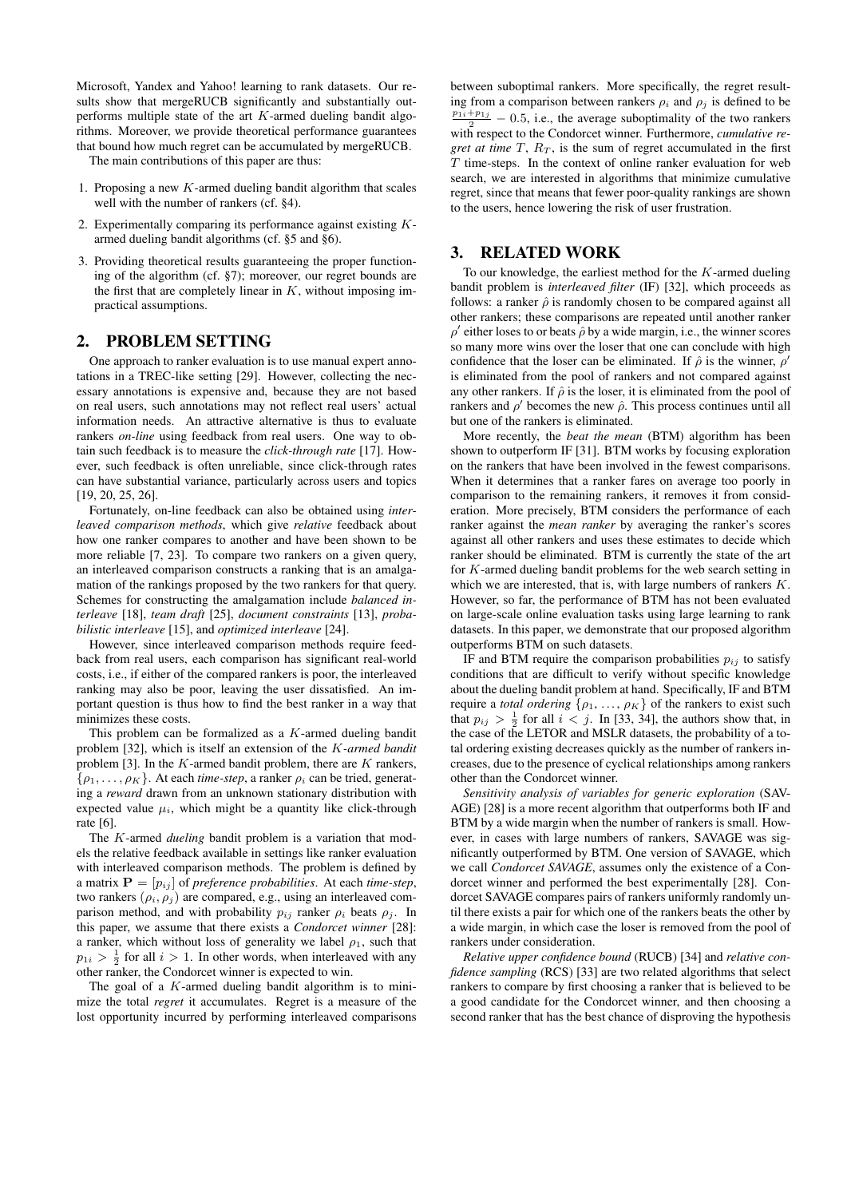Microsoft, Yandex and Yahoo! learning to rank datasets. Our results show that mergeRUCB significantly and substantially outperforms multiple state of the art $K$-armed dueling bandit algorithms. Moreover, we provide theoretical performance guarantees that bound how much regret can be accumulated by mergeRUCB.

The main contributions of this paper are thus:

1. Proposing a new $K$-armed dueling bandit algorithm that scales well with the number of rankers (cf. §4).
2. Experimentally comparing its performance against existing $K$-armed dueling bandit algorithms (cf. §5 and §6).
3. Providing theoretical results guaranteeing the proper functioning of the algorithm (cf. §7); moreover, our regret bounds are the first that are completely linear in $K$, without imposing impractical assumptions.

## 2. PROBLEM SETTING

One approach to ranker evaluation is to use manual expert annotations in a TREC-like setting [29]. However, collecting the necessary annotations is expensive and, because they are not based on real users, such annotations may not reflect real users' actual information needs. An attractive alternative is thus to evaluate rankers *on-line* using feedback from real users. One way to obtain such feedback is to measure the *click-through rate* [17]. However, such feedback is often unreliable, since click-through rates can have substantial variance, particularly across users and topics [19, 20, 25, 26].

Fortunately, on-line feedback can also be obtained using *interleaved comparison methods*, which give *relative* feedback about how one ranker compares to another and have been shown to be more reliable [7, 23]. To compare two rankers on a given query, an interleaved comparison constructs a ranking that is an amalgamation of the rankings proposed by the two rankers for that query. Schemes for constructing the amalgamation include *balanced interleave* [18], *team draft* [25], *document constraints* [13], *probabilistic interleave* [15], and *optimized interleave* [24].

However, since interleaved comparison methods require feedback from real users, each comparison has significant real-world costs, i.e., if either of the compared rankers is poor, the interleaved ranking may also be poor, leaving the user dissatisfied. An important question is thus how to find the best ranker in a way that minimizes these costs.

This problem can be formalized as a $K$-armed dueling bandit problem [32], which is itself an extension of the $K$*-armed bandit* problem [3]. In the $K$-armed bandit problem, there are $K$ rankers, $\{\rho_1, \ldots, \rho_K\}$. At each *time-step*, a ranker $\rho_i$ can be tried, generating a *reward* drawn from an unknown stationary distribution with expected value $\mu_i$, which might be a quantity like click-through rate [6].

The $K$-armed *dueling* bandit problem is a variation that models the relative feedback available in settings like ranker evaluation with interleaved comparison methods. The problem is defined by a matrix $\mathbf{P} = [p_{ij}]$ of *preference probabilities*. At each *time-step*, two rankers $(\rho_i, \rho_j)$ are compared, e.g., using an interleaved comparison method, and with probability $p_{ij}$ ranker $\rho_i$ beats $\rho_j$. In this paper, we assume that there exists a *Condorcet winner* [28]: a ranker, which without loss of generality we label $\rho_1$, such that $p_{1i} > \frac{1}{2}$ for all $i > 1$. In other words, when interleaved with any other ranker, the Condorcet winner is expected to win.

The goal of a $K$-armed dueling bandit algorithm is to minimize the total *regret* it accumulates. Regret is a measure of the lost opportunity incurred by performing interleaved comparisons between suboptimal rankers. More specifically, the regret resulting from a comparison between rankers $\rho_i$ and $\rho_j$ is defined to be $\frac{p_{1i}+p_{1j}}{2} - 0.5$, i.e., the average suboptimality of the two rankers with respect to the Condorcet winner. Furthermore, *cumulative regret at time* $T$, $R_T$, is the sum of regret accumulated in the first $T$ time-steps. In the context of online ranker evaluation for web search, we are interested in algorithms that minimize cumulative regret, since that means that fewer poor-quality rankings are shown to the users, hence lowering the risk of user frustration.

## 3. RELATED WORK

To our knowledge, the earliest method for the $K$-armed dueling bandit problem is *interleaved filter* (IF) [32], which proceeds as follows: a ranker $\hat{\rho}$ is randomly chosen to be compared against all other rankers; these comparisons are repeated until another ranker $\rho'$ either loses to or beats $\hat{\rho}$ by a wide margin, i.e., the winner scores so many more wins over the loser that one can conclude with high confidence that the loser can be eliminated. If $\hat{\rho}$ is the winner, $\rho'$ is eliminated from the pool of rankers and not compared against any other rankers. If $\hat{\rho}$ is the loser, it is eliminated from the pool of rankers and $\rho'$ becomes the new $\hat{\rho}$. This process continues until all but one of the rankers is eliminated.

More recently, the *beat the mean* (BTM) algorithm has been shown to outperform IF [31]. BTM works by focusing exploration on the rankers that have been involved in the fewest comparisons. When it determines that a ranker fares on average too poorly in comparison to the remaining rankers, it removes it from consideration. More precisely, BTM considers the performance of each ranker against the *mean ranker* by averaging the ranker's scores against all other rankers and uses these estimates to decide which ranker should be eliminated. BTM is currently the state of the art for $K$-armed dueling bandit problems for the web search setting in which we are interested, that is, with large numbers of rankers $K$. However, so far, the performance of BTM has not been evaluated on large-scale online evaluation tasks using large learning to rank datasets. In this paper, we demonstrate that our proposed algorithm outperforms BTM on such datasets.

IF and BTM require the comparison probabilities $p_{ij}$ to satisfy conditions that are difficult to verify without specific knowledge about the dueling bandit problem at hand. Specifically, IF and BTM require a *total ordering* $\{\rho_1, \ldots, \rho_K\}$ of the rankers to exist such that $p_{ij} > \frac{1}{2}$ for all $i < j$. In [33, 34], the authors show that, in the case of the LETOR and MSLR datasets, the probability of a total ordering existing decreases quickly as the number of rankers increases, due to the presence of cyclical relationships among rankers other than the Condorcet winner.

*Sensitivity analysis of variables for generic exploration* (SAVAGE) [28] is a more recent algorithm that outperforms both IF and BTM by a wide margin when the number of rankers is small. However, in cases with large numbers of rankers, SAVAGE was significantly outperformed by BTM. One version of SAVAGE, which we call *Condorcet SAVAGE*, assumes only the existence of a Condorcet winner and performed the best experimentally [28]. Condorcet SAVAGE compares pairs of rankers uniformly randomly until there exists a pair for which one of the rankers beats the other by a wide margin, in which case the loser is removed from the pool of rankers under consideration.

*Relative upper confidence bound* (RUCB) [34] and *relative confidence sampling* (RCS) [33] are two related algorithms that select rankers to compare by first choosing a ranker that is believed to be a good candidate for the Condorcet winner, and then choosing a second ranker that has the best chance of disproving the hypothesis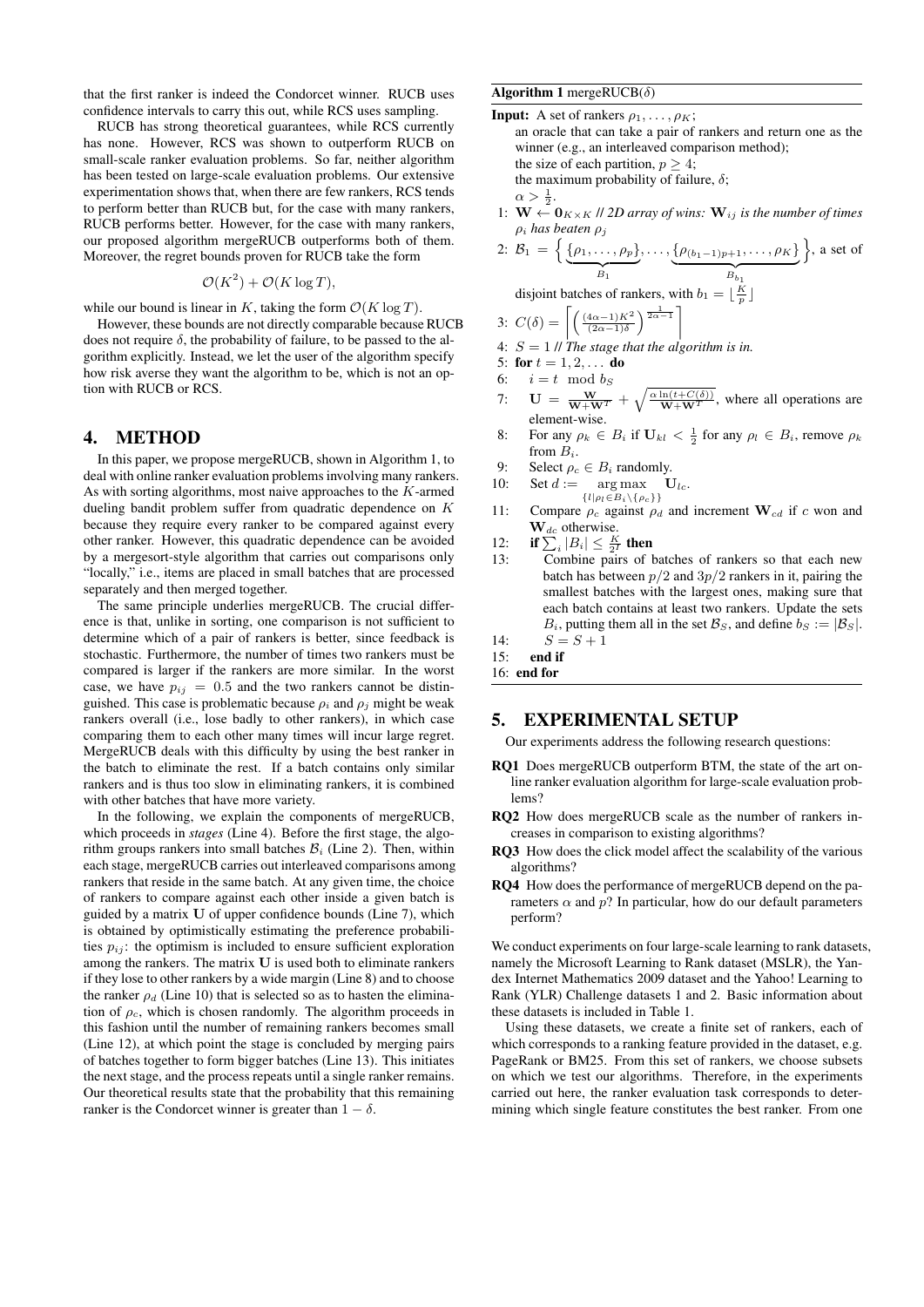that the first ranker is indeed the Condorcet winner. RUCB uses confidence intervals to carry this out, while RCS uses sampling.

RUCB has strong theoretical guarantees, while RCS currently has none. However, RCS was shown to outperform RUCB on small-scale ranker evaluation problems. So far, neither algorithm has been tested on large-scale evaluation problems. Our extensive experimentation shows that, when there are few rankers, RCS tends to perform better than RUCB but, for the case with many rankers, RUCB performs better. However, for the case with many rankers, our proposed algorithm mergeRUCB outperforms both of them. Moreover, the regret bounds proven for RUCB take the form

$$\mathcal{O}(K^2) + \mathcal{O}(K \log T),$$

while our bound is linear in $K$, taking the form $\mathcal{O}(K \log T)$.

However, these bounds are not directly comparable because RUCB does not require $\delta$, the probability of failure, to be passed to the algorithm explicitly. Instead, we let the user of the algorithm specify how risk averse they want the algorithm to be, which is not an option with RUCB or RCS.

## 4. METHOD

In this paper, we propose mergeRUCB, shown in Algorithm 1, to deal with online ranker evaluation problems involving many rankers. As with sorting algorithms, most naive approaches to the $K$-armed dueling bandit problem suffer from quadratic dependence on $K$ because they require every ranker to be compared against every other ranker. However, this quadratic dependence can be avoided by a mergesort-style algorithm that carries out comparisons only "locally," i.e., items are placed in small batches that are processed separately and then merged together.

The same principle underlies mergeRUCB. The crucial difference is that, unlike in sorting, one comparison is not sufficient to determine which of a pair of rankers is better, since feedback is stochastic. Furthermore, the number of times two rankers must be compared is larger if the rankers are more similar. In the worst case, we have $p_{ij} = 0.5$ and the two rankers cannot be distinguished. This case is problematic because $\rho_i$ and $\rho_j$ might be weak rankers overall (i.e., lose badly to other rankers), in which case comparing them to each other many times will incur large regret. MergeRUCB deals with this difficulty by using the best ranker in the batch to eliminate the rest. If a batch contains only similar rankers and is thus too slow in eliminating rankers, it is combined with other batches that have more variety.

In the following, we explain the components of mergeRUCB, which proceeds in *stages* (Line 4). Before the first stage, the algorithm groups rankers into small batches $\mathcal{B}_i$ (Line 2). Then, within each stage, mergeRUCB carries out interleaved comparisons among rankers that reside in the same batch. At any given time, the choice of rankers to compare against each other inside a given batch is guided by a matrix $\mathbf{U}$ of upper confidence bounds (Line 7), which is obtained by optimistically estimating the preference probabilities $p_{ij}$: the optimism is included to ensure sufficient exploration among the rankers. The matrix $\mathbf{U}$ is used both to eliminate rankers if they lose to other rankers by a wide margin (Line 8) and to choose the ranker $\rho_d$ (Line 10) that is selected so as to hasten the elimination of $\rho_c$, which is chosen randomly. The algorithm proceeds in this fashion until the number of remaining rankers becomes small (Line 12), at which point the stage is concluded by merging pairs of batches together to form bigger batches (Line 13). This initiates the next stage, and the process repeats until a single ranker remains. Our theoretical results state that the probability that this remaining ranker is the Condorcet winner is greater than $1 - \delta$.

**Algorithm 1** mergeRUCB($\delta$)

**Input:** A set of rankers $\rho_1, \ldots, \rho_K$;
an oracle that can take a pair of rankers and return one as the winner (e.g., an interleaved comparison method);
the size of each partition, $p \geq 4$;
the maximum probability of failure, $\delta$;
$\alpha > \frac{1}{2}$.

1: $\mathbf{W} \leftarrow \mathbf{0}_{K \times K}$ // *2D array of wins: $\mathbf{W}_{ij}$ is the number of times $\rho_i$ has beaten $\rho_j$*
2: $\mathcal{B}_1 = \Big\{ \underbrace{\{\rho_1, \ldots, \rho_p\}}_{B_1}, \ldots, \underbrace{\{\rho_{(b_1-1)p+1}, \ldots, \rho_K\}}_{B_{b_1}} \Big\}$, a set of disjoint batches of rankers, with $b_1 = \lfloor \frac{K}{p} \rfloor$
3: $C(\delta) = \left\lceil \left( \frac{(4\alpha-1)K^2}{(2\alpha-1)\delta} \right)^{\frac{1}{2\alpha-1}} \right\rceil$
4: $S = 1$ // *The stage that the algorithm is in.*
5: **for** $t = 1, 2, \ldots$ **do**
6: $\quad i = t \mod b_S$
7: $\quad \mathbf{U} = \frac{\mathbf{W}}{\mathbf{W}+\mathbf{W}^T} + \sqrt{\frac{\alpha \ln(t+C(\delta))}{\mathbf{W}+\mathbf{W}^T}}$, where all operations are element-wise.
8: $\quad$ For any $\rho_k \in B_i$ if $\mathbf{U}_{kl} < \frac{1}{2}$ for any $\rho_l \in B_i$, remove $\rho_k$ from $B_i$.
9: $\quad$ Select $\rho_c \in B_i$ randomly.
10: $\quad$ Set $d := \underset{\{l | \rho_l \in B_i \setminus \{\rho_c\}\}}{\arg\max} \mathbf{U}_{lc}$.
11: $\quad$ Compare $\rho_c$ against $\rho_d$ and increment $\mathbf{W}_{cd}$ if $c$ won and $\mathbf{W}_{dc}$ otherwise.
12: $\quad$ **if** $\sum_i |B_i| \leq \frac{K}{2^S}$ **then**
13: $\quad\quad$ Combine pairs of batches of rankers so that each new batch has between $p/2$ and $3p/2$ rankers in it, pairing the smallest batches with the largest ones, making sure that each batch contains at least two rankers. Update the sets $B_i$, putting them all in the set $\mathcal{B}_S$, and define $b_S := |\mathcal{B}_S|$.
14: $\quad\quad S = S + 1$
15: $\quad$ **end if**
16: **end for**

## 5. EXPERIMENTAL SETUP

Our experiments address the following research questions:

- **RQ1** Does mergeRUCB outperform BTM, the state of the art online ranker evaluation algorithm for large-scale evaluation problems?
- **RQ2** How does mergeRUCB scale as the number of rankers increases in comparison to existing algorithms?
- **RQ3** How does the click model affect the scalability of the various algorithms?
- **RQ4** How does the performance of mergeRUCB depend on the parameters $\alpha$ and $p$? In particular, how do our default parameters perform?

We conduct experiments on four large-scale learning to rank datasets, namely the Microsoft Learning to Rank dataset (MSLR), the Yandex Internet Mathematics 2009 dataset and the Yahoo! Learning to Rank (YLR) Challenge datasets 1 and 2. Basic information about these datasets is included in Table 1.

Using these datasets, we create a finite set of rankers, each of which corresponds to a ranking feature provided in the dataset, e.g. PageRank or BM25. From this set of rankers, we choose subsets on which we test our algorithms. Therefore, in the experiments carried out here, the ranker evaluation task corresponds to determining which single feature constitutes the best ranker. From one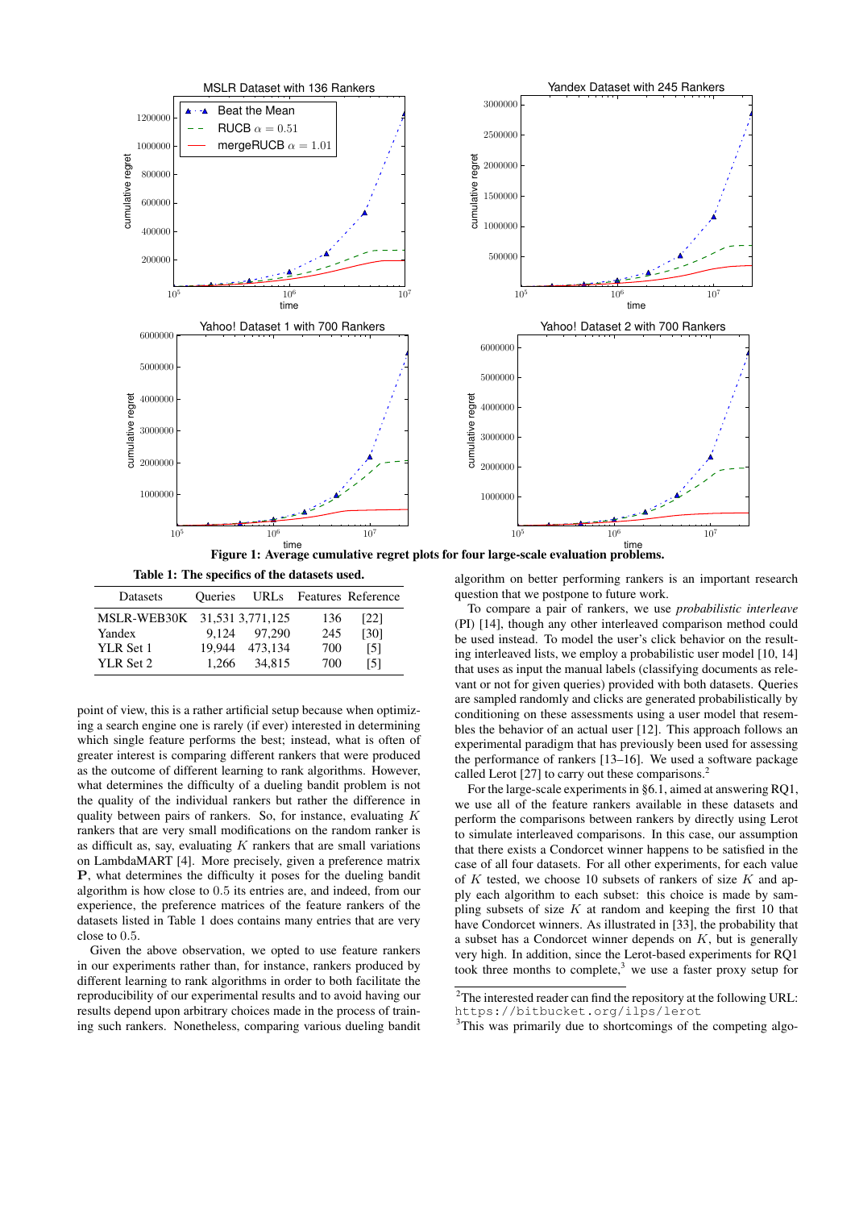**Figure 1: Average cumulative regret plots for four large-scale evaluation problems.**

**Table 1: The specifics of the datasets used.**

| Datasets | Queries | URLs | Features | Reference |
|---|---|---|---|---|
| MSLR-WEB30K | 31,531 | 3,771,125 | 136 | [22] |
| Yandex | 9,124 | 97,290 | 245 | [30] |
| YLR Set 1 | 19,944 | 473,134 | 700 | [5] |
| YLR Set 2 | 1,266 | 34,815 | 700 | [5] |

point of view, this is a rather artificial setup because when optimizing a search engine one is rarely (if ever) interested in determining which single feature performs the best; instead, what is often of greater interest is comparing different rankers that were produced as the outcome of different learning to rank algorithms. However, what determines the difficulty of a dueling bandit problem is not the quality of the individual rankers but rather the difference in quality between pairs of rankers. So, for instance, evaluating $K$ rankers that are very small modifications on the random ranker is as difficult as, say, evaluating $K$ rankers that are small variations on LambdaMART [4]. More precisely, given a preference matrix $\mathbf{P}$, what determines the difficulty it poses for the dueling bandit algorithm is how close to $0.5$ its entries are, and indeed, from our experience, the preference matrices of the feature rankers of the datasets listed in Table 1 does contains many entries that are very close to $0.5$.

Given the above observation, we opted to use feature rankers in our experiments rather than, for instance, rankers produced by different learning to rank algorithms in order to both facilitate the reproducibility of our experimental results and to avoid having our results depend upon arbitrary choices made in the process of training such rankers. Nonetheless, comparing various dueling bandit algorithm on better performing rankers is an important research question that we postpone to future work.

To compare a pair of rankers, we use *probabilistic interleave* (PI) [14], though any other interleaved comparison method could be used instead. To model the user's click behavior on the resulting interleaved lists, we employ a probabilistic user model [10, 14] that uses as input the manual labels (classifying documents as relevant or not for given queries) provided with both datasets. Queries are sampled randomly and clicks are generated probabilistically by conditioning on these assessments using a user model that resembles the behavior of an actual user [12]. This approach follows an experimental paradigm that has previously been used for assessing the performance of rankers [13–16]. We used a software package called Lerot [27] to carry out these comparisons.[2]

For the large-scale experiments in §6.1, aimed at answering RQ1, we use all of the feature rankers available in these datasets and perform the comparisons between rankers by directly using Lerot to simulate interleaved comparisons. In this case, our assumption that there exists a Condorcet winner happens to be satisfied in the case of all four datasets. For all other experiments, for each value of $K$ tested, we choose 10 subsets of rankers of size $K$ and apply each algorithm to each subset: this choice is made by sampling subsets of size $K$ at random and keeping the first 10 that have Condorcet winners. As illustrated in [33], the probability that a subset has a Condorcet winner depends on $K$, but is generally very high. In addition, since the Lerot-based experiments for RQ1 took three months to complete,[3] we use a faster proxy setup for

[2]The interested reader can find the repository at the following URL: https://bitbucket.org/ilps/lerot

[3]This was primarily due to shortcomings of the competing algo-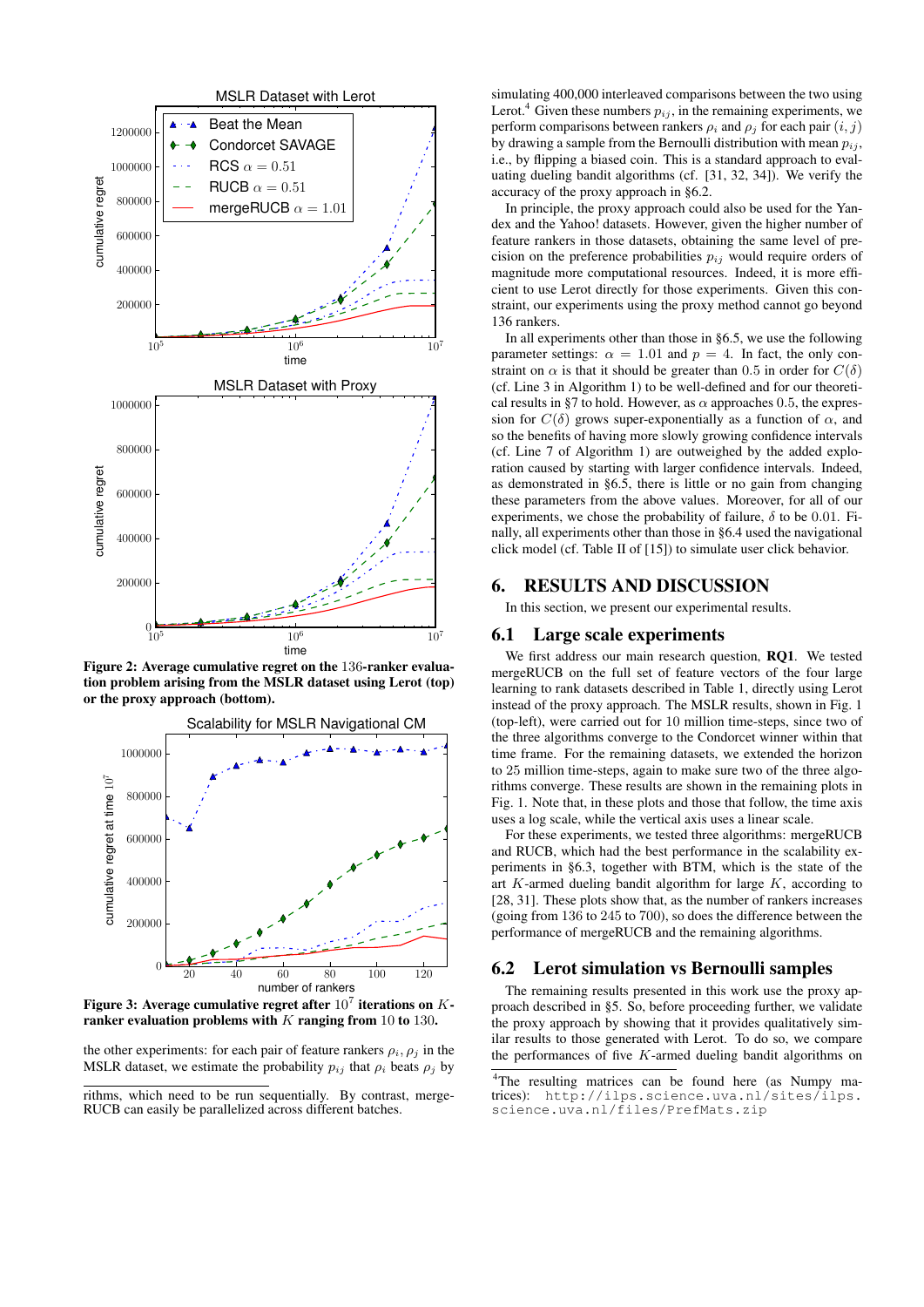**Figure 2: Average cumulative regret on the 136-ranker evaluation problem arising from the MSLR dataset using Lerot (top) or the proxy approach (bottom).**

**Figure 3: Average cumulative regret after $10^7$ iterations on $K$-ranker evaluation problems with $K$ ranging from 10 to 130.**

the other experiments: for each pair of feature rankers $\rho_i, \rho_j$ in the MSLR dataset, we estimate the probability $p_{ij}$ that $\rho_i$ beats $\rho_j$ by simulating 400,000 interleaved comparisons between the two using Lerot.[4] Given these numbers $p_{ij}$, in the remaining experiments, we perform comparisons between rankers $\rho_i$ and $\rho_j$ for each pair $(i, j)$ by drawing a sample from the Bernoulli distribution with mean $p_{ij}$, i.e., by flipping a biased coin. This is a standard approach to evaluating dueling bandit algorithms (cf. [31, 32, 34]). We verify the accuracy of the proxy approach in §6.2.

In principle, the proxy approach could also be used for the Yandex and the Yahoo! datasets. However, given the higher number of feature rankers in those datasets, obtaining the same level of precision on the preference probabilities $p_{ij}$ would require orders of magnitude more computational resources. Indeed, it is more efficient to use Lerot directly for those experiments. Given this constraint, our experiments using the proxy method cannot go beyond 136 rankers.

In all experiments other than those in §6.5, we use the following parameter settings: $\alpha = 1.01$ and $p = 4$. In fact, the only constraint on $\alpha$ is that it should be greater than 0.5 in order for $C(\delta)$ (cf. Line 3 in Algorithm 1) to be well-defined and for our theoretical results in §7 to hold. However, as $\alpha$ approaches 0.5, the expression for $C(\delta)$ grows super-exponentially as a function of $\alpha$, and so the benefits of having more slowly growing confidence intervals (cf. Line 7 of Algorithm 1) are outweighed by the added exploration caused by starting with larger confidence intervals. Indeed, as demonstrated in §6.5, there is little or no gain from changing these parameters from the above values. Moreover, for all of our experiments, we chose the probability of failure, $\delta$ to be 0.01. Finally, all experiments other than those in §6.4 used the navigational click model (cf. Table II of [15]) to simulate user click behavior.

# 6. RESULTS AND DISCUSSION

In this section, we present our experimental results.

## 6.1 Large scale experiments

We first address our main research question, **RQ1**. We tested mergeRUCB on the full set of feature vectors of the four large learning to rank datasets described in Table 1, directly using Lerot instead of the proxy approach. The MSLR results, shown in Fig. 1 (top-left), were carried out for 10 million time-steps, since two of the three algorithms converge to the Condorcet winner within that time frame. For the remaining datasets, we extended the horizon to 25 million time-steps, again to make sure two of the three algorithms converge. These results are shown in the remaining plots in Fig. 1. Note that, in these plots and those that follow, the time axis uses a log scale, while the vertical axis uses a linear scale.

For these experiments, we tested three algorithms: mergeRUCB and RUCB, which had the best performance in the scalability experiments in §6.3, together with BTM, which is the state of the art $K$-armed dueling bandit algorithm for large $K$, according to [28, 31]. These plots show that, as the number of rankers increases (going from 136 to 245 to 700), so does the difference between the performance of mergeRUCB and the remaining algorithms.

## 6.2 Lerot simulation vs Bernoulli samples

The remaining results presented in this work use the proxy approach described in §5. So, before proceeding further, we validate the proxy approach by showing that it provides qualitatively similar results to those generated with Lerot. To do so, we compare the performances of five $K$-armed dueling bandit algorithms on

rithms, which need to be run sequentially. By contrast, mergeRUCB can easily be parallelized across different batches.

[4] The resulting matrices can be found here (as Numpy matrices): http://ilps.science.uva.nl/sites/ilps.science.uva.nl/files/PrefMats.zip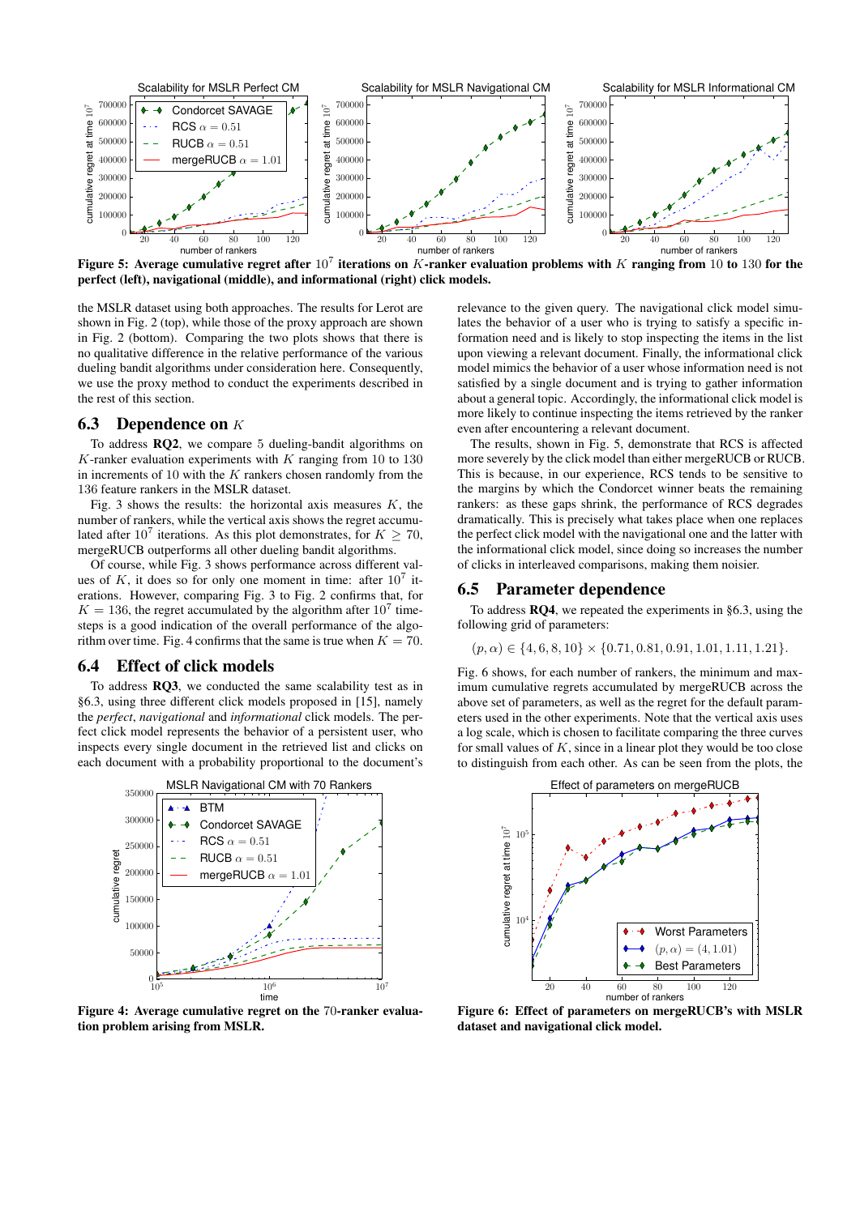Figure 5: Average cumulative regret after $10^7$ iterations on $K$-ranker evaluation problems with $K$ ranging from 10 to 130 for the perfect (left), navigational (middle), and informational (right) click models.

the MSLR dataset using both approaches. The results for Lerot are shown in Fig. 2 (top), while those of the proxy approach are shown in Fig. 2 (bottom). Comparing the two plots shows that there is no qualitative difference in the relative performance of the various dueling bandit algorithms under consideration here. Consequently, we use the proxy method to conduct the experiments described in the rest of this section.

## 6.3 Dependence on $K$

To address **RQ2**, we compare 5 dueling-bandit algorithms on $K$-ranker evaluation experiments with $K$ ranging from 10 to 130 in increments of 10 with the $K$ rankers chosen randomly from the 136 feature rankers in the MSLR dataset.

Fig. 3 shows the results: the horizontal axis measures $K$, the number of rankers, while the vertical axis shows the regret accumulated after $10^7$ iterations. As this plot demonstrates, for $K \geq 70$, mergeRUCB outperforms all other dueling bandit algorithms.

Of course, while Fig. 3 shows performance across different values of $K$, it does so for only one moment in time: after $10^7$ iterations. However, comparing Fig. 3 to Fig. 2 confirms that, for $K = 136$, the regret accumulated by the algorithm after $10^7$ time-steps is a good indication of the overall performance of the algorithm over time. Fig. 4 confirms that the same is true when $K = 70$.

## 6.4 Effect of click models

To address **RQ3**, we conducted the same scalability test as in §6.3, using three different click models proposed in [15], namely the *perfect*, *navigational* and *informational* click models. The perfect click model represents the behavior of a persistent user, who inspects every single document in the retrieved list and clicks on each document with a probability proportional to the document's relevance to the given query. The navigational click model simulates the behavior of a user who is trying to satisfy a specific information need and is likely to stop inspecting the items in the list upon viewing a relevant document. Finally, the informational click model mimics the behavior of a user whose information need is not satisfied by a single document and is trying to gather information about a general topic. Accordingly, the informational click model is more likely to continue inspecting the items retrieved by the ranker even after encountering a relevant document.

The results, shown in Fig. 5, demonstrate that RCS is affected more severely by the click model than either mergeRUCB or RUCB. This is because, in our experience, RCS tends to be sensitive to the margins by which the Condorcet winner beats the remaining rankers: as these gaps shrink, the performance of RCS degrades dramatically. This is precisely what takes place when one replaces the perfect click model with the navigational one and the latter with the informational click model, since doing so increases the number of clicks in interleaved comparisons, making them noisier.

## 6.5 Parameter dependence

To address **RQ4**, we repeated the experiments in §6.3, using the following grid of parameters:

$$(p, \alpha) \in \{4, 6, 8, 10\} \times \{0.71, 0.81, 0.91, 1.01, 1.11, 1.21\}.$$

Fig. 6 shows, for each number of rankers, the minimum and maximum cumulative regrets accumulated by mergeRUCB across the above set of parameters, as well as the regret for the default parameters used in the other experiments. Note that the vertical axis uses a log scale, which is chosen to facilitate comparing the three curves for small values of $K$, since in a linear plot they would be too close to distinguish from each other. As can be seen from the plots, the

Figure 4: Average cumulative regret on the 70-ranker evaluation problem arising from MSLR.

Figure 6: Effect of parameters on mergeRUCB's with MSLR dataset and navigational click model.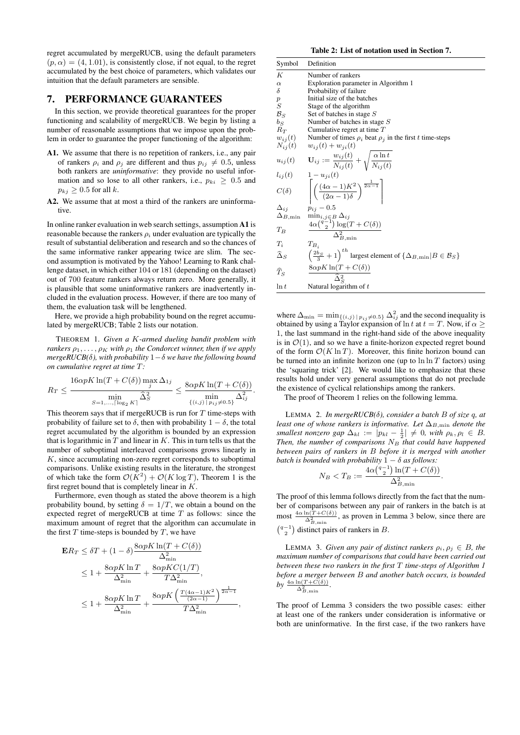regret accumulated by mergeRUCB, using the default parameters $(p, \alpha) = (4, 1.01)$, is consistently close, if not equal, to the regret accumulated by the best choice of parameters, which validates our intuition that the default parameters are sensible.

## 7. PERFORMANCE GUARANTEES

In this section, we provide theoretical guarantees for the proper functioning and scalability of mergeRUCB. We begin by listing a number of reasonable assumptions that we impose upon the problem in order to guarantee the proper functioning of the algorithm:

- **A1.** We assume that there is no repetition of rankers, i.e., any pair of rankers $\rho_i$ and $\rho_j$ are different and thus $p_{ij} \neq 0.5$, unless both rankers are *uninformative*: they provide no useful information and so lose to all other rankers, i.e., $p_{ki} \geq 0.5$ and $p_{kj} \geq 0.5$ for all $k$.
- **A2.** We assume that at most a third of the rankers are uninformative.

In online ranker evaluation in web search settings, assumption **A1** is reasonable because the rankers $\rho_i$ under evaluation are typically the result of substantial deliberation and research and so the chances of the same informative ranker appearing twice are slim. The second assumption is motivated by the Yahoo! Learning to Rank challenge dataset, in which either 104 or 181 (depending on the dataset) out of 700 feature rankers always return zero. More generally, it is plausible that some uninformative rankers are inadvertently included in the evaluation process. However, if there are too many of them, the evaluation task will be lengthened.

Here, we provide a high probability bound on the regret accumulated by mergeRUCB; Table 2 lists our notation.

**Table 2: List of notation used in Section 7.**

| Symbol | Definition |
|---|---|
| $K$ | Number of rankers |
| $\alpha$ | Exploration parameter in Algorithm 1 |
| $\delta$ | Probability of failure |
| $p$ | Initial size of the batches |
| $S$ | Stage of the algorithm |
| $\mathcal{B}_S$ | Set of batches in stage $S$ |
| $b_S$ | Number of batches in stage $S$ |
| $R_T$ | Cumulative regret at time $T$ |
| $w_{ij}(t)$ | Number of times $\rho_i$ beat $\rho_j$ in the first $t$ time-steps |
| $N_{ij}(t)$ | $w_{ij}(t) + w_{ji}(t)$ |
| $u_{ij}(t)$ | $\mathbf{U}_{ij} := \dfrac{w_{ij}(t)}{N_{ij}(t)} + \sqrt{\dfrac{\alpha \ln t}{N_{ij}(t)}}$ |
| $l_{ij}(t)$ | $1 - u_{ji}(t)$ |
| $C(\delta)$ | $\left\lceil \left( \dfrac{(4\alpha - 1)K^2}{(2\alpha - 1)\delta} \right)^{\frac{1}{2\alpha - 1}} \right\rceil$ |
| $\Delta_{ij}$ | $p_{ij} - 0.5$ |
| $\Delta_{B,\min}$ | $\min_{i,j \in B} \Delta_{ij}$ |
| $T_B$ | $\dfrac{4\alpha\binom{q-1}{2}\log(T + C(\delta))}{\Delta_{B,\min}^2}$ |
| $T_i$ | $T_{B_i}$ |
| $\widehat{\Delta}_S$ | $\left(\frac{2b_S}{3} + 1\right)^{th}$ largest element of $\{\Delta_{B,\min} \vert B \in \mathcal{B}_S\}$ |
| $\widehat{T}_S$ | $\dfrac{8\alpha p K \ln(T + C(\delta))}{\widehat{\Delta}_S^2}$ |
| $\ln t$ | Natural logarithm of $t$ |

THEOREM 1. *Given a $K$-armed dueling bandit problem with rankers $\rho_1, \ldots, \rho_K$ with $\rho_1$ the Condorcet winner, then if we apply mergeRUCB($\delta$), with probability $1 - \delta$ we have the following bound on cumulative regret at time $T$:*

$$R_T \leq \frac{16\alpha p K \ln(T + C(\delta)) \max_j \Delta_{1j}}{\min\limits_{S=1,\ldots,\lceil \log_2 K \rceil} \widehat{\Delta}_S^2} \leq \frac{8\alpha p K \ln(T + C(\delta))}{\min\limits_{\{(i,j) \,\vert\, p_{ij} \neq 0.5\}} \Delta_{ij}^2}.$$

This theorem says that if mergeRUCB is run for $T$ time-steps with probability of failure set to $\delta$, then with probability $1 - \delta$, the total regret accumulated by the algorithm is bounded by an expression that is logarithmic in $T$ and linear in $K$. This in turn tells us that the number of suboptimal interleaved comparisons grows linearly in $K$, since accumulating non-zero regret corresponds to suboptimal comparisons. Unlike existing results in the literature, the strongest of which take the form $\mathcal{O}(K^2) + \mathcal{O}(K \log T)$, Theorem 1 is the first regret bound that is completely linear in $K$.

Furthermore, even though as stated the above theorem is a high probability bound, by setting $\delta = 1/T$, we obtain a bound on the expected regret of mergeRUCB at time $T$ as follows: since the maximum amount of regret that the algorithm can accumulate in the first $T$ time-steps is bounded by $T$, we have

$$\begin{aligned}
\mathbf{E}R_T &\leq \delta T + (1 - \delta)\frac{8\alpha p K \ln(T + C(\delta))}{\Delta_{\min}^2} \\
&\leq 1 + \frac{8\alpha p K \ln T}{\Delta_{\min}^2} + \frac{8\alpha p K C(1/T)}{T\Delta_{\min}^2}, \\
&\leq 1 + \frac{8\alpha p K \ln T}{\Delta_{\min}^2} + \frac{8\alpha p K \left(\frac{T(4\alpha-1)K^2}{(2\alpha-1)}\right)^{\frac{1}{2\alpha-1}}}{T\Delta_{\min}^2},
\end{aligned}$$

where $\Delta_{\min} = \min_{\{(i,j) \,\vert\, p_{ij} \neq 0.5\}} \Delta_{ij}^2$ and the second inequality is obtained by using a Taylor expansion of $\ln t$ at $t = T$. Now, if $\alpha \geq 1$, the last summand in the right-hand side of the above inequality is in $\mathcal{O}(1)$, and so we have a finite-horizon expected regret bound of the form $\mathcal{O}(K \ln T)$. Moreover, this finite horizon bound can be turned into an infinite horizon one (up to $\ln \ln T$ factors) using the 'squaring trick' [2]. We would like to emphasize that these results hold under very general assumptions that do not preclude the existence of cyclical relationships among the rankers.

The proof of Theorem 1 relies on the following lemma.

LEMMA 2. *In mergeRUCB($\delta$), consider a batch $B$ of size $q$, at least one of whose rankers is informative. Let $\Delta_{B,\min}$ denote the smallest nonzero gap $\Delta_{kl} := \vert p_{kl} - \frac{1}{2}\vert \neq 0$, with $\rho_k, \rho_l \in B$. Then, the number of comparisons $N_B$ that could have happened between pairs of rankers in $B$ before it is merged with another batch is bounded with probability $1 - \delta$ as follows:*

$$N_B < T_B := \frac{4\alpha\binom{q-1}{2}\ln(T + C(\delta))}{\Delta_{B,\min}^2}.$$

The proof of this lemma follows directly from the fact that the number of comparisons between any pair of rankers in the batch is at most $\frac{4\alpha \ln(T + C(\delta))}{\Delta_{B,\min}^2}$, as proven in Lemma 3 below, since there are $\binom{q-1}{2}$ distinct pairs of rankers in $B$.

LEMMA 3. *Given any pair of distinct rankers $\rho_i, \rho_j \in B$, the maximum number of comparisons that could have been carried out between these two rankers in the first $T$ time-steps of Algorithm 1 before a merger between $B$ and another batch occurs, is bounded by $\frac{4\alpha \ln(T + C(\delta))}{\Delta_{B,\min}^2}$.*

The proof of Lemma 3 considers the two possible cases: either at least one of the rankers under consideration is informative or both are uninformative. In the first case, if the two rankers have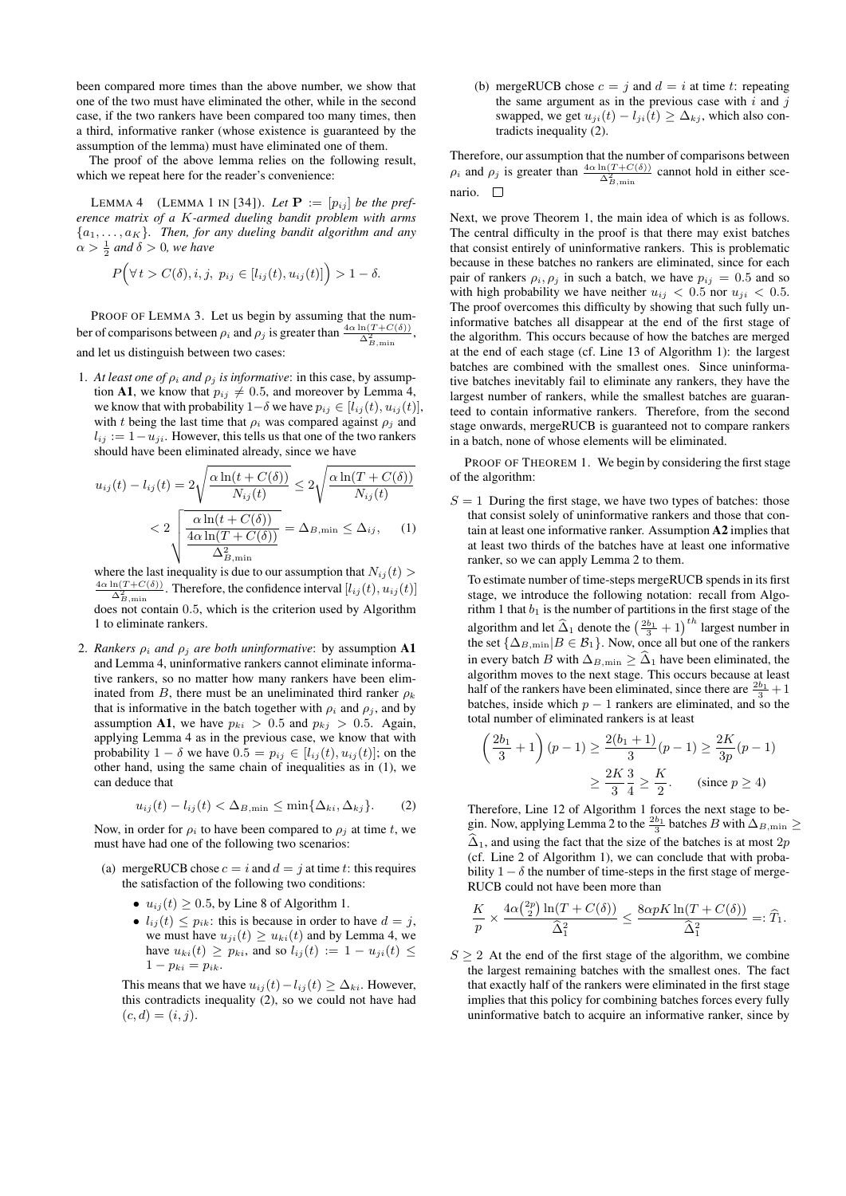been compared more times than the above number, we show that one of the two must have eliminated the other, while in the second case, if the two rankers have been compared too many times, then a third, informative ranker (whose existence is guaranteed by the assumption of the lemma) must have eliminated one of them.

The proof of the above lemma relies on the following result, which we repeat here for the reader's convenience:

LEMMA 4 (LEMMA 1 IN [34]). *Let $\mathbf{P} := [p_{ij}]$ be the preference matrix of a $K$-armed dueling bandit problem with arms $\{a_1, \ldots, a_K\}$. Then, for any dueling bandit algorithm and any $\alpha > \frac{1}{2}$ and $\delta > 0$, we have*

$$P\Big(\forall\, t > C(\delta), i, j,\ p_{ij} \in [l_{ij}(t), u_{ij}(t)]\Big) > 1 - \delta.$$

PROOF OF LEMMA 3. Let us begin by assuming that the number of comparisons between $\rho_i$ and $\rho_j$ is greater than $\frac{4\alpha \ln(T+C(\delta))}{\Delta^2_{B,\min}}$, and let us distinguish between two cases:

1. *At least one of $\rho_i$ and $\rho_j$ is informative*: in this case, by assumption **A1**, we know that $p_{ij} \neq 0.5$, and moreover by Lemma 4, we know that with probability $1-\delta$ we have $p_{ij} \in [l_{ij}(t), u_{ij}(t)]$, with $t$ being the last time that $\rho_i$ was compared against $\rho_j$ and $l_{ij} := 1 - u_{ji}$. However, this tells us that one of the two rankers should have been eliminated already, since we have

$$u_{ij}(t) - l_{ij}(t) = 2\sqrt{\frac{\alpha \ln(t + C(\delta))}{N_{ij}(t)}} \leq 2\sqrt{\frac{\alpha \ln(T + C(\delta))}{N_{ij}(t)}}$$
$$< 2\sqrt{\frac{\alpha \ln(t + C(\delta))}{\frac{4\alpha \ln(T+C(\delta))}{\Delta^2_{B,\min}}}} = \Delta_{B,\min} \leq \Delta_{ij}, \qquad (1)$$

where the last inequality is due to our assumption that $N_{ij}(t) > \frac{4\alpha \ln(T+C(\delta))}{\Delta^2_{B,\min}}$. Therefore, the confidence interval $[l_{ij}(t), u_{ij}(t)]$ does not contain $0.5$, which is the criterion used by Algorithm 1 to eliminate rankers.

2. *Rankers $\rho_i$ and $\rho_j$ are both uninformative*: by assumption **A1** and Lemma 4, uninformative rankers cannot eliminate informative rankers, so no matter how many rankers have been eliminated from $B$, there must be an uneliminated third ranker $\rho_k$ that is informative in the batch together with $\rho_i$ and $\rho_j$, and by assumption **A1**, we have $p_{ki} > 0.5$ and $p_{kj} > 0.5$. Again, applying Lemma 4 as in the previous case, we know that with probability $1 - \delta$ we have $0.5 = p_{ij} \in [l_{ij}(t), u_{ij}(t)]$; on the other hand, using the same chain of inequalities as in (1), we can deduce that

$$u_{ij}(t) - l_{ij}(t) < \Delta_{B,\min} \leq \min\{\Delta_{ki}, \Delta_{kj}\}. \qquad (2)$$

Now, in order for $\rho_i$ to have been compared to $\rho_j$ at time $t$, we must have had one of the following two scenarios:

   (a) mergeRUCB chose $c = i$ and $d = j$ at time $t$: this requires the satisfaction of the following two conditions:
   - $u_{ij}(t) \geq 0.5$, by Line 8 of Algorithm 1.
   - $l_{ij}(t) \leq p_{ik}$: this is because in order to have $d = j$, we must have $u_{ji}(t) \geq u_{ki}(t)$ and by Lemma 4, we have $u_{ki}(t) \geq p_{ki}$, and so $l_{ij}(t) := 1 - u_{ji}(t) \leq 1 - p_{ki} = p_{ik}$.

   This means that we have $u_{ij}(t) - l_{ij}(t) \geq \Delta_{ki}$. However, this contradicts inequality (2), so we could not have had $(c, d) = (i, j)$.

   (b) mergeRUCB chose $c = j$ and $d = i$ at time $t$: repeating the same argument as in the previous case with $i$ and $j$ swapped, we get $u_{ji}(t) - l_{ji}(t) \geq \Delta_{kj}$, which also contradicts inequality (2).

Therefore, our assumption that the number of comparisons between $\rho_i$ and $\rho_j$ is greater than $\frac{4\alpha \ln(T+C(\delta))}{\Delta^2_{B,\min}}$ cannot hold in either scenario. □

Next, we prove Theorem 1, the main idea of which is as follows. The central difficulty in the proof is that there may exist batches that consist entirely of uninformative rankers. This is problematic because in these batches no rankers are eliminated, since for each pair of rankers $\rho_i, \rho_j$ in such a batch, we have $p_{ij} = 0.5$ and so with high probability we have neither $u_{ij} < 0.5$ nor $u_{ji} < 0.5$. The proof overcomes this difficulty by showing that such fully uninformative batches all disappear at the end of the first stage of the algorithm. This occurs because of how the batches are merged at the end of each stage (cf. Line 13 of Algorithm 1): the largest batches are combined with the smallest ones. Since uninformative batches inevitably fail to eliminate any rankers, they have the largest number of rankers, while the smallest batches are guaranteed to contain informative rankers. Therefore, from the second stage onwards, mergeRUCB is guaranteed not to compare rankers in a batch, none of whose elements will be eliminated.

PROOF OF THEOREM 1. We begin by considering the first stage of the algorithm:

$S = 1$ During the first stage, we have two types of batches: those that consist solely of uninformative rankers and those that contain at least one informative ranker. Assumption **A2** implies that at least two thirds of the batches have at least one informative ranker, so we can apply Lemma 2 to them.

To estimate number of time-steps mergeRUCB spends in its first stage, we introduce the following notation: recall from Algorithm 1 that $b_1$ is the number of partitions in the first stage of the algorithm and let $\widehat{\Delta}_1$ denote the $\left(\frac{2b_1}{3}+1\right)^{th}$ largest number in the set $\{\Delta_{B,\min} | B \in \mathcal{B}_1\}$. Now, once all but one of the rankers in every batch $B$ with $\Delta_{B,\min} \geq \widehat{\Delta}_1$ have been eliminated, the algorithm moves to the next stage. This occurs because at least half of the rankers have been eliminated, since there are $\frac{2b_1}{3}+1$ batches, inside which $p-1$ rankers are eliminated, and so the total number of eliminated rankers is at least

$$\left(\frac{2b_1}{3}+1\right)(p-1) \geq \frac{2(b_1+1)}{3}(p-1) \geq \frac{2K}{3p}(p-1)$$
$$\geq \frac{2K}{3}\frac{3}{4} \geq \frac{K}{2}. \qquad (\text{since } p \geq 4)$$

Therefore, Line 12 of Algorithm 1 forces the next stage to begin. Now, applying Lemma 2 to the $\frac{2b_1}{3}$ batches $B$ with $\Delta_{B,\min} \geq \widehat{\Delta}_1$, and using the fact that the size of the batches is at most $2p$ (cf. Line 2 of Algorithm 1), we can conclude that with probability $1-\delta$ the number of time-steps in the first stage of mergeRUCB could not have been more than

$$\frac{K}{p} \times \frac{4\alpha\binom{2p}{2}\ln(T+C(\delta))}{\widehat{\Delta}_1^2} \leq \frac{8\alpha p K \ln(T+C(\delta))}{\widehat{\Delta}_1^2} =: \widehat{T}_1.$$

$S \geq 2$ At the end of the first stage of the algorithm, we combine the largest remaining batches with the smallest ones. The fact that exactly half of the rankers were eliminated in the first stage implies that this policy for combining batches forces every fully uninformative batch to acquire an informative ranker, since by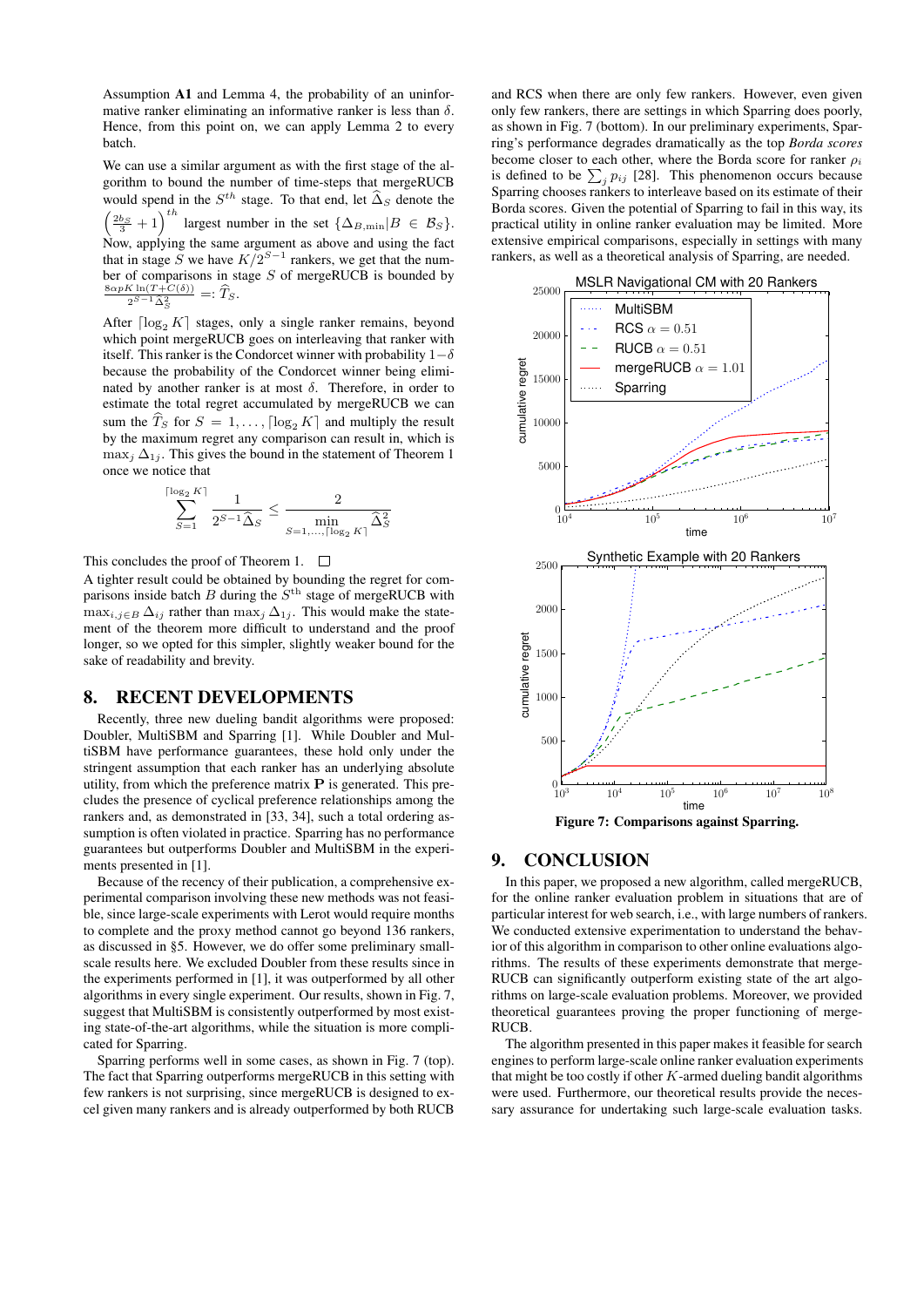Assumption **A1** and Lemma 4, the probability of an uninformative ranker eliminating an informative ranker is less than $\delta$. Hence, from this point on, we can apply Lemma 2 to every batch.

We can use a similar argument as with the first stage of the algorithm to bound the number of time-steps that mergeRUCB would spend in the $S^{th}$ stage. To that end, let $\widehat{\Delta}_S$ denote the $\left(\frac{2b_S}{3}+1\right)^{th}$ largest number in the set $\{\Delta_{B,\min}|B \in \mathcal{B}_S\}$. Now, applying the same argument as above and using the fact that in stage $S$ we have $K/2^{S-1}$ rankers, we get that the number of comparisons in stage $S$ of mergeRUCB is bounded by $\frac{8\alpha p K \ln(T+C(\delta))}{2^{S-1}\widehat{\Delta}_S^2} =: \widehat{T}_S$.

After $\lceil \log_2 K \rceil$ stages, only a single ranker remains, beyond which point mergeRUCB goes on interleaving that ranker with itself. This ranker is the Condorcet winner with probability $1-\delta$ because the probability of the Condorcet winner being eliminated by another ranker is at most $\delta$. Therefore, in order to estimate the total regret accumulated by mergeRUCB we can sum the $\widehat{T}_S$ for $S = 1, \ldots, \lceil \log_2 K \rceil$ and multiply the result by the maximum regret any comparison can result in, which is $\max_j \Delta_{1j}$. This gives the bound in the statement of Theorem 1 once we notice that

$$\sum_{S=1}^{\lceil \log_2 K \rceil} \frac{1}{2^{S-1}\widehat{\Delta}_S} \leq \frac{2}{\min\limits_{S=1,\ldots,\lceil \log_2 K \rceil} \widehat{\Delta}_S^2}$$

This concludes the proof of Theorem 1. □

A tighter result could be obtained by bounding the regret for comparisons inside batch $B$ during the $S^{\text{th}}$ stage of mergeRUCB with $\max_{i,j \in B} \Delta_{ij}$ rather than $\max_j \Delta_{1j}$. This would make the statement of the theorem more difficult to understand and the proof longer, so we opted for this simpler, slightly weaker bound for the sake of readability and brevity.

## 8. RECENT DEVELOPMENTS

Recently, three new dueling bandit algorithms were proposed: Doubler, MultiSBM and Sparring [1]. While Doubler and MultiSBM have performance guarantees, these hold only under the stringent assumption that each ranker has an underlying absolute utility, from which the preference matrix $\mathbf{P}$ is generated. This precludes the presence of cyclical preference relationships among the rankers and, as demonstrated in [33, 34], such a total ordering assumption is often violated in practice. Sparring has no performance guarantees but outperforms Doubler and MultiSBM in the experiments presented in [1].

Because of the recency of their publication, a comprehensive experimental comparison involving these new methods was not feasible, since large-scale experiments with Lerot would require months to complete and the proxy method cannot go beyond 136 rankers, as discussed in §5. However, we do offer some preliminary small-scale results here. We excluded Doubler from these results since in the experiments performed in [1], it was outperformed by all other algorithms in every single experiment. Our results, shown in Fig. 7, suggest that MultiSBM is consistently outperformed by most existing state-of-the-art algorithms, while the situation is more complicated for Sparring.

Sparring performs well in some cases, as shown in Fig. 7 (top). The fact that Sparring outperforms mergeRUCB in this setting with few rankers is not surprising, since mergeRUCB is designed to excel given many rankers and is already outperformed by both RUCB and RCS when there are only few rankers. However, even given only few rankers, there are settings in which Sparring does poorly, as shown in Fig. 7 (bottom). In our preliminary experiments, Sparring's performance degrades dramatically as the top *Borda scores* become closer to each other, where the Borda score for ranker $\rho_i$ is defined to be $\sum_j p_{ij}$ [28]. This phenomenon occurs because Sparring chooses rankers to interleave based on its estimate of their Borda scores. Given the potential of Sparring to fail in this way, its practical utility in online ranker evaluation may be limited. More extensive empirical comparisons, especially in settings with many rankers, as well as a theoretical analysis of Sparring, are needed.

**Figure 7: Comparisons against Sparring.**

## 9. CONCLUSION

In this paper, we proposed a new algorithm, called mergeRUCB, for the online ranker evaluation problem in situations that are of particular interest for web search, i.e., with large numbers of rankers. We conducted extensive experimentation to understand the behavior of this algorithm in comparison to other online evaluations algorithms. The results of these experiments demonstrate that mergeRUCB can significantly outperform existing state of the art algorithms on large-scale evaluation problems. Moreover, we provided theoretical guarantees proving the proper functioning of mergeRUCB.

The algorithm presented in this paper makes it feasible for search engines to perform large-scale online ranker evaluation experiments that might be too costly if other $K$-armed dueling bandit algorithms were used. Furthermore, our theoretical results provide the necessary assurance for undertaking such large-scale evaluation tasks.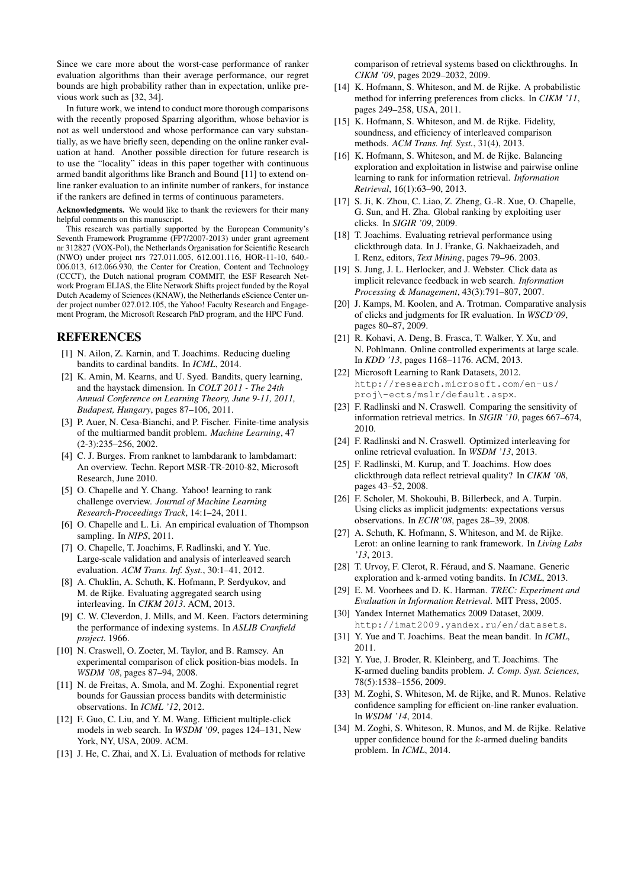Since we care more about the worst-case performance of ranker evaluation algorithms than their average performance, our regret bounds are high probability rather than in expectation, unlike previous work such as [32, 34].

In future work, we intend to conduct more thorough comparisons with the recently proposed Sparring algorithm, whose behavior is not as well understood and whose performance can vary substantially, as we have briefly seen, depending on the online ranker evaluation at hand. Another possible direction for future research is to use the "locality" ideas in this paper together with continuous armed bandit algorithms like Branch and Bound [11] to extend online ranker evaluation to an infinite number of rankers, for instance if the rankers are defined in terms of continuous parameters.

**Acknowledgments.** We would like to thank the reviewers for their many helpful comments on this manuscript.

This research was partially supported by the European Community's Seventh Framework Programme (FP7/2007-2013) under grant agreement nr 312827 (VOX-Pol), the Netherlands Organisation for Scientific Research (NWO) under project nrs 727.011.005, 612.001.116, HOR-11-10, 640.-006.013, 612.066.930, the Center for Creation, Content and Technology (CCCT), the Dutch national program COMMIT, the ESF Research Network Program ELIAS, the Elite Network Shifts project funded by the Royal Dutch Academy of Sciences (KNAW), the Netherlands eScience Center under project number 027.012.105, the Yahoo! Faculty Research and Engagement Program, the Microsoft Research PhD program, and the HPC Fund.

## REFERENCES

[1] N. Ailon, Z. Karnin, and T. Joachims. Reducing dueling bandits to cardinal bandits. In *ICML*, 2014.

[2] K. Amin, M. Kearns, and U. Syed. Bandits, query learning, and the haystack dimension. In *COLT 2011 - The 24th Annual Conference on Learning Theory, June 9-11, 2011, Budapest, Hungary*, pages 87–106, 2011.

[3] P. Auer, N. Cesa-Bianchi, and P. Fischer. Finite-time analysis of the multiarmed bandit problem. *Machine Learning*, 47 (2-3):235–256, 2002.

[4] C. J. Burges. From ranknet to lambdarank to lambdamart: An overview. Techn. Report MSR-TR-2010-82, Microsoft Research, June 2010.

[5] O. Chapelle and Y. Chang. Yahoo! learning to rank challenge overview. *Journal of Machine Learning Research-Proceedings Track*, 14:1–24, 2011.

[6] O. Chapelle and L. Li. An empirical evaluation of Thompson sampling. In *NIPS*, 2011.

[7] O. Chapelle, T. Joachims, F. Radlinski, and Y. Yue. Large-scale validation and analysis of interleaved search evaluation. *ACM Trans. Inf. Syst.*, 30:1–41, 2012.

[8] A. Chuklin, A. Schuth, K. Hofmann, P. Serdyukov, and M. de Rijke. Evaluating aggregated search using interleaving. In *CIKM 2013*. ACM, 2013.

[9] C. W. Cleverdon, J. Mills, and M. Keen. Factors determining the performance of indexing systems. In *ASLIB Cranfield project*. 1966.

[10] N. Craswell, O. Zoeter, M. Taylor, and B. Ramsey. An experimental comparison of click position-bias models. In *WSDM '08*, pages 87–94, 2008.

[11] N. de Freitas, A. Smola, and M. Zoghi. Exponential regret bounds for Gaussian process bandits with deterministic observations. In *ICML '12*, 2012.

[12] F. Guo, C. Liu, and Y. M. Wang. Efficient multiple-click models in web search. In *WSDM '09*, pages 124–131, New York, NY, USA, 2009. ACM.

[13] J. He, C. Zhai, and X. Li. Evaluation of methods for relative comparison of retrieval systems based on clickthroughs. In *CIKM '09*, pages 2029–2032, 2009.

[14] K. Hofmann, S. Whiteson, and M. de Rijke. A probabilistic method for inferring preferences from clicks. In *CIKM '11*, pages 249–258, USA, 2011.

[15] K. Hofmann, S. Whiteson, and M. de Rijke. Fidelity, soundness, and efficiency of interleaved comparison methods. *ACM Trans. Inf. Syst.*, 31(4), 2013.

[16] K. Hofmann, S. Whiteson, and M. de Rijke. Balancing exploration and exploitation in listwise and pairwise online learning to rank for information retrieval. *Information Retrieval*, 16(1):63–90, 2013.

[17] S. Ji, K. Zhou, C. Liao, Z. Zheng, G.-R. Xue, O. Chapelle, G. Sun, and H. Zha. Global ranking by exploiting user clicks. In *SIGIR '09*, 2009.

[18] T. Joachims. Evaluating retrieval performance using clickthrough data. In J. Franke, G. Nakhaeizadeh, and I. Renz, editors, *Text Mining*, pages 79–96. 2003.

[19] S. Jung, J. L. Herlocker, and J. Webster. Click data as implicit relevance feedback in web search. *Information Processing & Management*, 43(3):791–807, 2007.

[20] J. Kamps, M. Koolen, and A. Trotman. Comparative analysis of clicks and judgments for IR evaluation. In *WSCD'09*, pages 80–87, 2009.

[21] R. Kohavi, A. Deng, B. Frasca, T. Walker, Y. Xu, and N. Pohlmann. Online controlled experiments at large scale. In *KDD '13*, pages 1168–1176. ACM, 2013.

[22] Microsoft Learning to Rank Datasets, 2012. http://research.microsoft.com/en-us/proj\-ects/mslr/default.aspx.

[23] F. Radlinski and N. Craswell. Comparing the sensitivity of information retrieval metrics. In *SIGIR '10*, pages 667–674, 2010.

[24] F. Radlinski and N. Craswell. Optimized interleaving for online retrieval evaluation. In *WSDM '13*, 2013.

[25] F. Radlinski, M. Kurup, and T. Joachims. How does clickthrough data reflect retrieval quality? In *CIKM '08*, pages 43–52, 2008.

[26] F. Scholer, M. Shokouhi, B. Billerbeck, and A. Turpin. Using clicks as implicit judgments: expectations versus observations. In *ECIR'08*, pages 28–39, 2008.

[27] A. Schuth, K. Hofmann, S. Whiteson, and M. de Rijke. Lerot: an online learning to rank framework. In *Living Labs '13*, 2013.

[28] T. Urvoy, F. Clerot, R. Féraud, and S. Naamane. Generic exploration and k-armed voting bandits. In *ICML*, 2013.

[29] E. M. Voorhees and D. K. Harman. *TREC: Experiment and Evaluation in Information Retrieval*. MIT Press, 2005.

[30] Yandex Internet Mathematics 2009 Dataset, 2009. http://imat2009.yandex.ru/en/datasets.

[31] Y. Yue and T. Joachims. Beat the mean bandit. In *ICML*, 2011.

[32] Y. Yue, J. Broder, R. Kleinberg, and T. Joachims. The K-armed dueling bandits problem. *J. Comp. Syst. Sciences*, 78(5):1538–1556, 2009.

[33] M. Zoghi, S. Whiteson, M. de Rijke, and R. Munos. Relative confidence sampling for efficient on-line ranker evaluation. In *WSDM '14*, 2014.

[34] M. Zoghi, S. Whiteson, R. Munos, and M. de Rijke. Relative upper confidence bound for the $k$-armed dueling bandits problem. In *ICML*, 2014.